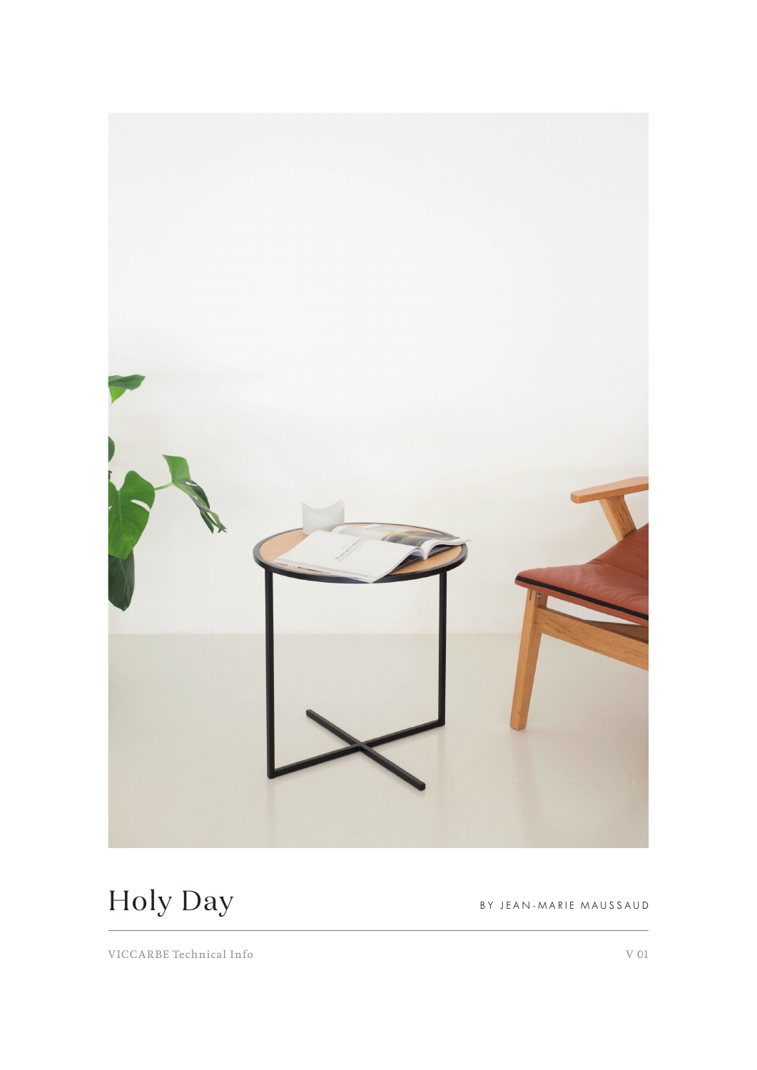# Holy Day

BY JEAN-MARIE MAUSSAUD

VICCARBE Technical Info

V 01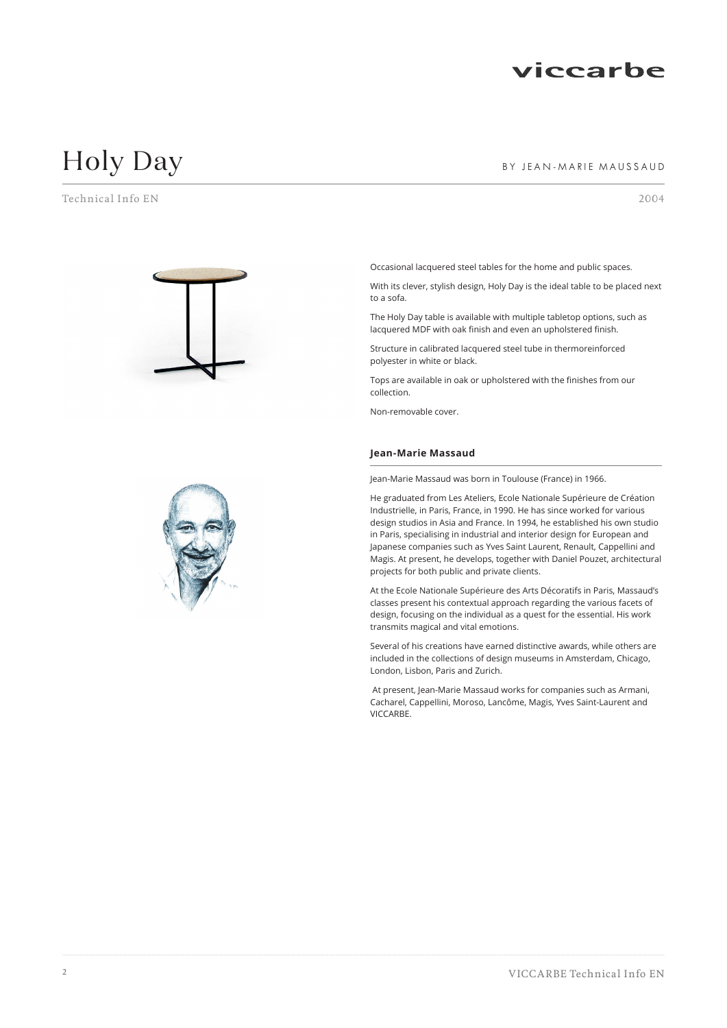# Holy Day

BY JEAN-MARIE MAUSSAUD

Technical Info EN

2004

Occasional lacquered steel tables for the home and public spaces.

With its clever, stylish design, Holy Day is the ideal table to be placed next to a sofa.

The Holy Day table is available with multiple tabletop options, such as lacquered MDF with oak finish and even an upholstered finish.

Structure in calibrated lacquered steel tube in thermoreinforced polyester in white or black.

Tops are available in oak or upholstered with the finishes from our collection.

Non-removable cover.

## Jean-Marie Massaud

Jean-Marie Massaud was born in Toulouse (France) in 1966.

He graduated from Les Ateliers, Ecole Nationale Supérieure de Création Industrielle, in Paris, France, in 1990. He has since worked for various design studios in Asia and France. In 1994, he established his own studio in Paris, specialising in industrial and interior design for European and Japanese companies such as Yves Saint Laurent, Renault, Cappellini and Magis. At present, he develops, together with Daniel Pouzet, architectural projects for both public and private clients.

At the Ecole Nationale Supérieure des Arts Décoratifs in Paris, Massaud's classes present his contextual approach regarding the various facets of design, focusing on the individual as a quest for the essential. His work transmits magical and vital emotions.

Several of his creations have earned distinctive awards, while others are included in the collections of design museums in Amsterdam, Chicago, London, Lisbon, Paris and Zurich.

At present, Jean-Marie Massaud works for companies such as Armani, Cacharel, Cappellini, Moroso, Lancôme, Magis, Yves Saint-Laurent and VICCARBE.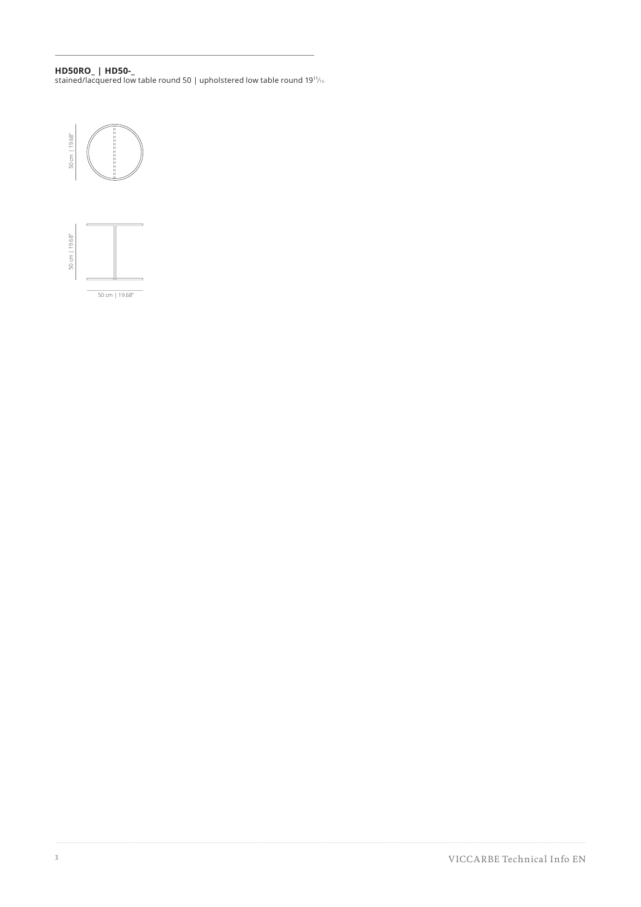**HD50RO_ | HD50-_**

stained/lacquered low table round 50 | upholstered low table round 19¹¹⁄₁₆

50 cm | 19.68"

50 cm | 19.68"

50 cm | 19.68"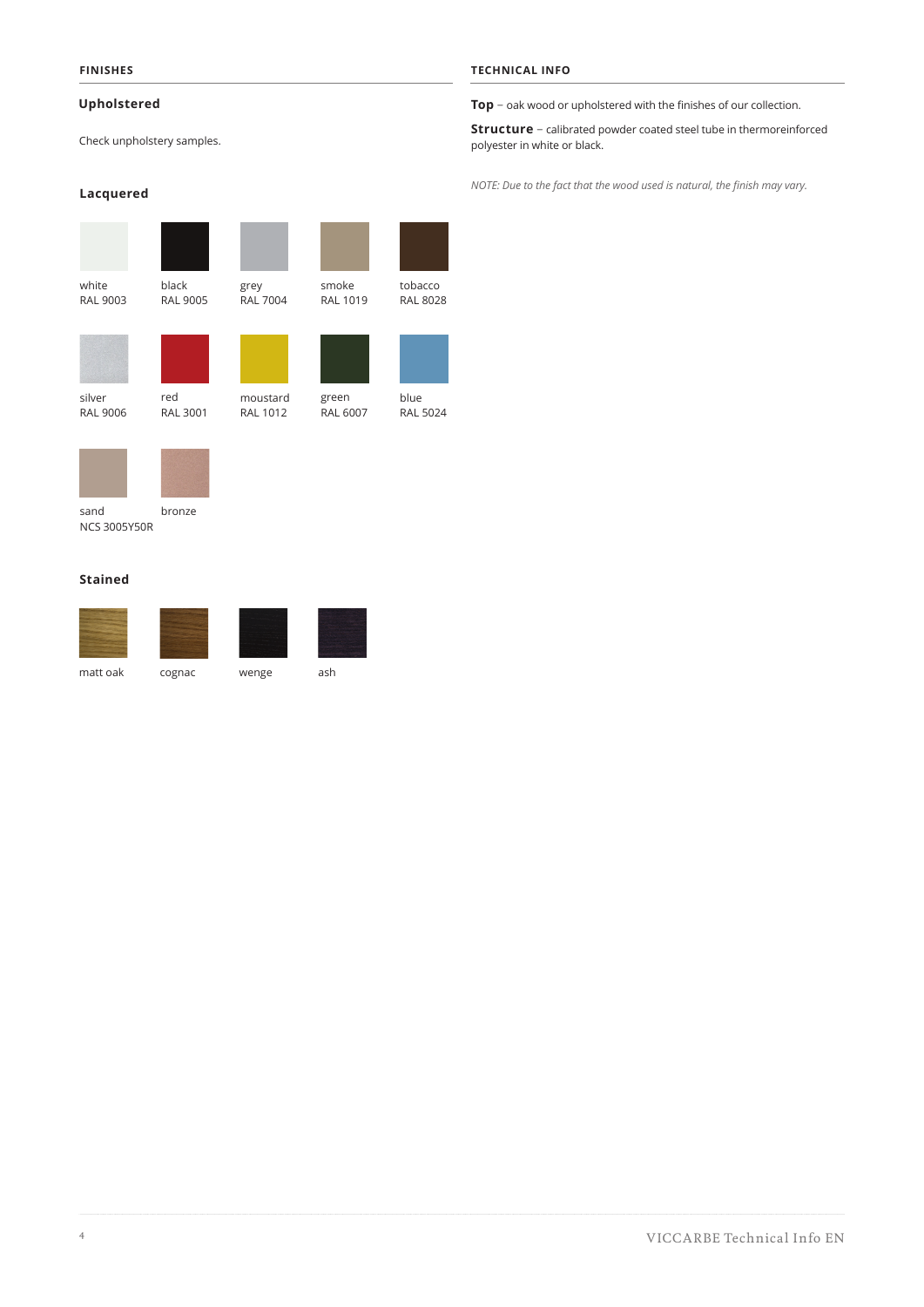## FINISHES

### Upholstered

Check unpholstery samples.

### Lacquered

white
RAL 9003

black
RAL 9005

grey
RAL 7004

smoke
RAL 1019

tobacco
RAL 8028

silver
RAL 9006

red
RAL 3001

moustard
RAL 1012

green
RAL 6007

blue
RAL 5024

sand
NCS 3005Y50R

bronze

### Stained

matt oak

cognac

wenge

ash

## TECHNICAL INFO

**Top** – oak wood or upholstered with the finishes of our collection.

**Structure** – calibrated powder coated steel tube in thermoreinforced polyester in white or black.

*NOTE: Due to the fact that the wood used is natural, the finish may vary.*